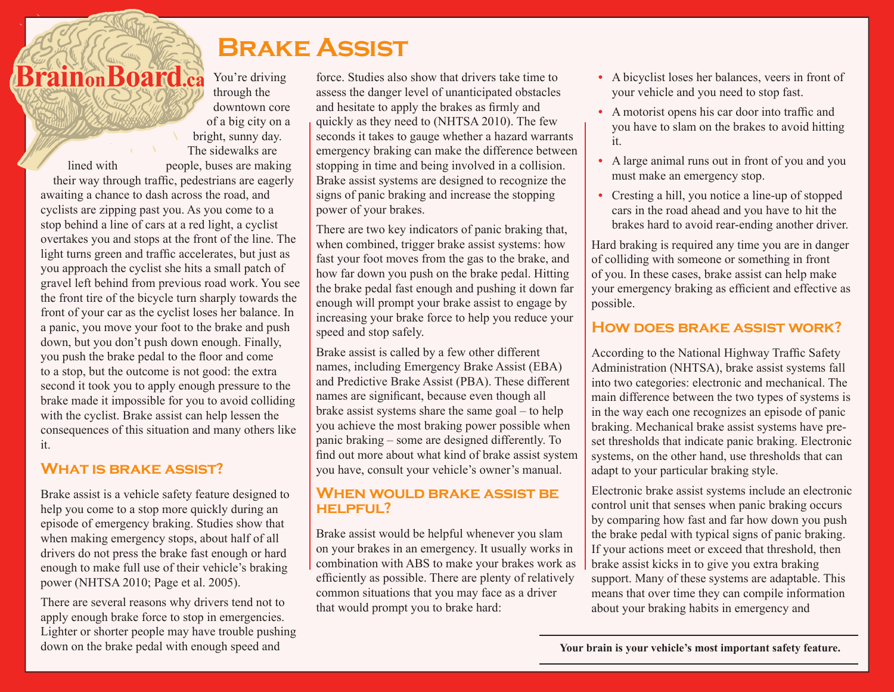BrainonBoard.ca

# Brake Assist

You're driving through the downtown core of a big city on a bright, sunny day. The sidewalks are lined with people, buses are making their way through traffic, pedestrians are eagerly awaiting a chance to dash across the road, and cyclists are zipping past you. As you come to a stop behind a line of cars at a red light, a cyclist overtakes you and stops at the front of the line. The light turns green and traffic accelerates, but just as you approach the cyclist she hits a small patch of gravel left behind from previous road work. You see the front tire of the bicycle turn sharply towards the front of your car as the cyclist loses her balance. In a panic, you move your foot to the brake and push down, but you don't push down enough. Finally, you push the brake pedal to the floor and come to a stop, but the outcome is not good: the extra second it took you to apply enough pressure to the brake made it impossible for you to avoid colliding with the cyclist. Brake assist can help lessen the consequences of this situation and many others like it.

## What is brake assist?

Brake assist is a vehicle safety feature designed to help you come to a stop more quickly during an episode of emergency braking. Studies show that when making emergency stops, about half of all drivers do not press the brake fast enough or hard enough to make full use of their vehicle's braking power (NHTSA 2010; Page et al. 2005).

There are several reasons why drivers tend not to apply enough brake force to stop in emergencies. Lighter or shorter people may have trouble pushing down on the brake pedal with enough speed and force. Studies also show that drivers take time to assess the danger level of unanticipated obstacles and hesitate to apply the brakes as firmly and quickly as they need to (NHTSA 2010). The few seconds it takes to gauge whether a hazard warrants emergency braking can make the difference between stopping in time and being involved in a collision. Brake assist systems are designed to recognize the signs of panic braking and increase the stopping power of your brakes.

There are two key indicators of panic braking that, when combined, trigger brake assist systems: how fast your foot moves from the gas to the brake, and how far down you push on the brake pedal. Hitting the brake pedal fast enough and pushing it down far enough will prompt your brake assist to engage by increasing your brake force to help you reduce your speed and stop safely.

Brake assist is called by a few other different names, including Emergency Brake Assist (EBA) and Predictive Brake Assist (PBA). These different names are significant, because even though all brake assist systems share the same goal – to help you achieve the most braking power possible when panic braking – some are designed differently. To find out more about what kind of brake assist system you have, consult your vehicle's owner's manual.

## When would brake assist be helpful?

Brake assist would be helpful whenever you slam on your brakes in an emergency. It usually works in combination with ABS to make your brakes work as efficiently as possible. There are plenty of relatively common situations that you may face as a driver that would prompt you to brake hard:

- A bicyclist loses her balances, veers in front of your vehicle and you need to stop fast.
- A motorist opens his car door into traffic and you have to slam on the brakes to avoid hitting it.
- A large animal runs out in front of you and you must make an emergency stop.
- Cresting a hill, you notice a line-up of stopped cars in the road ahead and you have to hit the brakes hard to avoid rear-ending another driver.

Hard braking is required any time you are in danger of colliding with someone or something in front of you. In these cases, brake assist can help make your emergency braking as efficient and effective as possible.

## How does brake assist work?

According to the National Highway Traffic Safety Administration (NHTSA), brake assist systems fall into two categories: electronic and mechanical. The main difference between the two types of systems is in the way each one recognizes an episode of panic braking. Mechanical brake assist systems have pre-set thresholds that indicate panic braking. Electronic systems, on the other hand, use thresholds that can adapt to your particular braking style.

Electronic brake assist systems include an electronic control unit that senses when panic braking occurs by comparing how fast and far how down you push the brake pedal with typical signs of panic braking. If your actions meet or exceed that threshold, then brake assist kicks in to give you extra braking support. Many of these systems are adaptable. This means that over time they can compile information about your braking habits in emergency and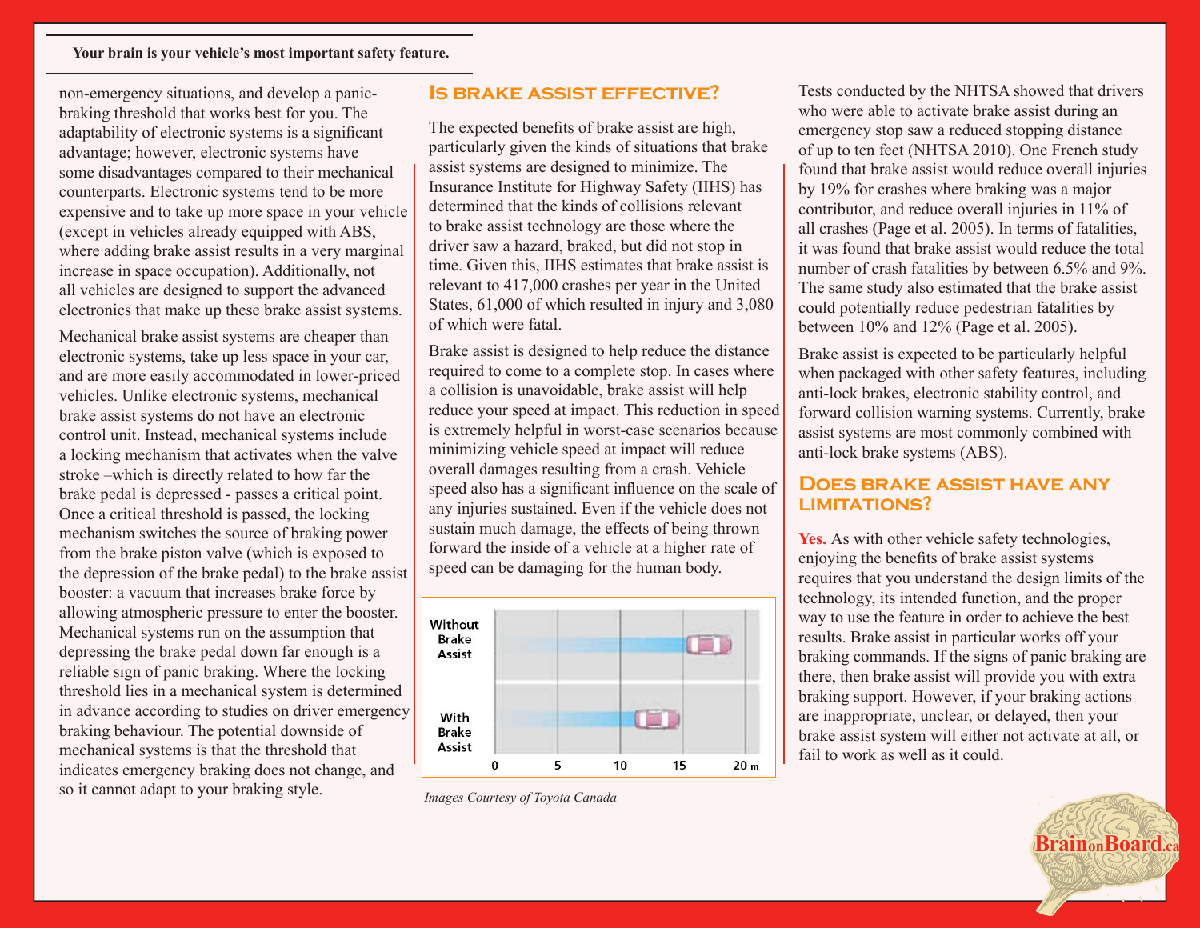non-emergency situations, and develop a panic-braking threshold that works best for you. The adaptability of electronic systems is a significant advantage; however, electronic systems have some disadvantages compared to their mechanical counterparts. Electronic systems tend to be more expensive and to take up more space in your vehicle (except in vehicles already equipped with ABS, where adding brake assist results in a very marginal increase in space occupation). Additionally, not all vehicles are designed to support the advanced electronics that make up these brake assist systems.

Mechanical brake assist systems are cheaper than electronic systems, take up less space in your car, and are more easily accommodated in lower-priced vehicles. Unlike electronic systems, mechanical brake assist systems do not have an electronic control unit. Instead, mechanical systems include a locking mechanism that activates when the valve stroke –which is directly related to how far the brake pedal is depressed - passes a critical point. Once a critical threshold is passed, the locking mechanism switches the source of braking power from the brake piston valve (which is exposed to the depression of the brake pedal) to the brake assist booster: a vacuum that increases brake force by allowing atmospheric pressure to enter the booster. Mechanical systems run on the assumption that depressing the brake pedal down far enough is a reliable sign of panic braking. Where the locking threshold lies in a mechanical system is determined in advance according to studies on driver emergency braking behaviour. The potential downside of mechanical systems is that the threshold that indicates emergency braking does not change, and so it cannot adapt to your braking style.

## Is brake assist effective?

The expected benefits of brake assist are high, particularly given the kinds of situations that brake assist systems are designed to minimize. The Insurance Institute for Highway Safety (IIHS) has determined that the kinds of collisions relevant to brake assist technology are those where the driver saw a hazard, braked, but did not stop in time. Given this, IIHS estimates that brake assist is relevant to 417,000 crashes per year in the United States, 61,000 of which resulted in injury and 3,080 of which were fatal.

Brake assist is designed to help reduce the distance required to come to a complete stop. In cases where a collision is unavoidable, brake assist will help reduce your speed at impact. This reduction in speed is extremely helpful in worst-case scenarios because minimizing vehicle speed at impact will reduce overall damages resulting from a crash. Vehicle speed also has a significant influence on the scale of any injuries sustained. Even if the vehicle does not sustain much damage, the effects of being thrown forward the inside of a vehicle at a higher rate of speed can be damaging for the human body.

*Images Courtesy of Toyota Canada*

Tests conducted by the NHTSA showed that drivers who were able to activate brake assist during an emergency stop saw a reduced stopping distance of up to ten feet (NHTSA 2010). One French study found that brake assist would reduce overall injuries by 19% for crashes where braking was a major contributor, and reduce overall injuries in 11% of all crashes (Page et al. 2005). In terms of fatalities, it was found that brake assist would reduce the total number of crash fatalities by between 6.5% and 9%. The same study also estimated that the brake assist could potentially reduce pedestrian fatalities by between 10% and 12% (Page et al. 2005).

Brake assist is expected to be particularly helpful when packaged with other safety features, including anti-lock brakes, electronic stability control, and forward collision warning systems. Currently, brake assist systems are most commonly combined with anti-lock brake systems (ABS).

## Does brake assist have any limitations?

**Yes.** As with other vehicle safety technologies, enjoying the benefits of brake assist systems requires that you understand the design limits of the technology, its intended function, and the proper way to use the feature in order to achieve the best results. Brake assist in particular works off your braking commands. If the signs of panic braking are there, then brake assist will provide you with extra braking support. However, if your braking actions are inappropriate, unclear, or delayed, then your brake assist system will either not activate at all, or fail to work as well as it could.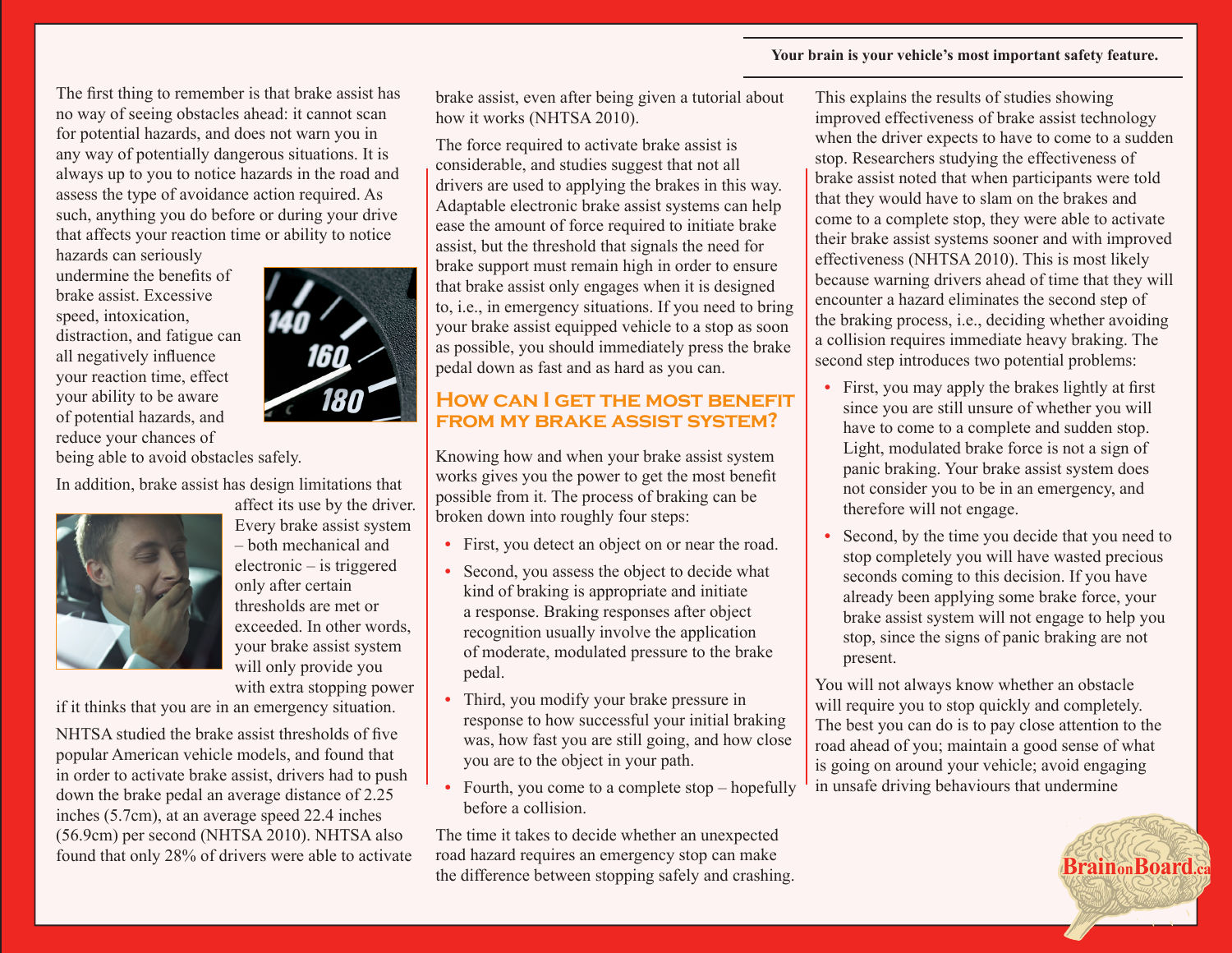The first thing to remember is that brake assist has no way of seeing obstacles ahead: it cannot scan for potential hazards, and does not warn you in any way of potentially dangerous situations. It is always up to you to notice hazards in the road and assess the type of avoidance action required. As such, anything you do before or during your drive that affects your reaction time or ability to notice hazards can seriously undermine the benefits of brake assist. Excessive speed, intoxication, distraction, and fatigue can all negatively influence your reaction time, effect your ability to be aware of potential hazards, and reduce your chances of being able to avoid obstacles safely.

In addition, brake assist has design limitations that affect its use by the driver. Every brake assist system – both mechanical and electronic – is triggered only after certain thresholds are met or exceeded. In other words, your brake assist system will only provide you with extra stopping power if it thinks that you are in an emergency situation.

NHTSA studied the brake assist thresholds of five popular American vehicle models, and found that in order to activate brake assist, drivers had to push down the brake pedal an average distance of 2.25 inches (5.7cm), at an average speed 22.4 inches (56.9cm) per second (NHTSA 2010). NHTSA also found that only 28% of drivers were able to activate brake assist, even after being given a tutorial about how it works (NHTSA 2010).

The force required to activate brake assist is considerable, and studies suggest that not all drivers are used to applying the brakes in this way. Adaptable electronic brake assist systems can help ease the amount of force required to initiate brake assist, but the threshold that signals the need for brake support must remain high in order to ensure that brake assist only engages when it is designed to, i.e., in emergency situations. If you need to bring your brake assist equipped vehicle to a stop as soon as possible, you should immediately press the brake pedal down as fast and as hard as you can.

## How can I get the most benefit from my brake assist system?

Knowing how and when your brake assist system works gives you the power to get the most benefit possible from it. The process of braking can be broken down into roughly four steps:

- First, you detect an object on or near the road.
- Second, you assess the object to decide what kind of braking is appropriate and initiate a response. Braking responses after object recognition usually involve the application of moderate, modulated pressure to the brake pedal.
- Third, you modify your brake pressure in response to how successful your initial braking was, how fast you are still going, and how close you are to the object in your path.
- Fourth, you come to a complete stop – hopefully before a collision.

The time it takes to decide whether an unexpected road hazard requires an emergency stop can make the difference between stopping safely and crashing. This explains the results of studies showing improved effectiveness of brake assist technology when the driver expects to have to come to a sudden stop. Researchers studying the effectiveness of brake assist noted that when participants were told that they would have to slam on the brakes and come to a complete stop, they were able to activate their brake assist systems sooner and with improved effectiveness (NHTSA 2010). This is most likely because warning drivers ahead of time that they will encounter a hazard eliminates the second step of the braking process, i.e., deciding whether avoiding a collision requires immediate heavy braking. The second step introduces two potential problems:

- First, you may apply the brakes lightly at first since you are still unsure of whether you will have to come to a complete and sudden stop. Light, modulated brake force is not a sign of panic braking. Your brake assist system does not consider you to be in an emergency, and therefore will not engage.
- Second, by the time you decide that you need to stop completely you will have wasted precious seconds coming to this decision. If you have already been applying some brake force, your brake assist system will not engage to help you stop, since the signs of panic braking are not present.

You will not always know whether an obstacle will require you to stop quickly and completely. The best you can do is to pay close attention to the road ahead of you; maintain a good sense of what is going on around your vehicle; avoid engaging in unsafe driving behaviours that undermine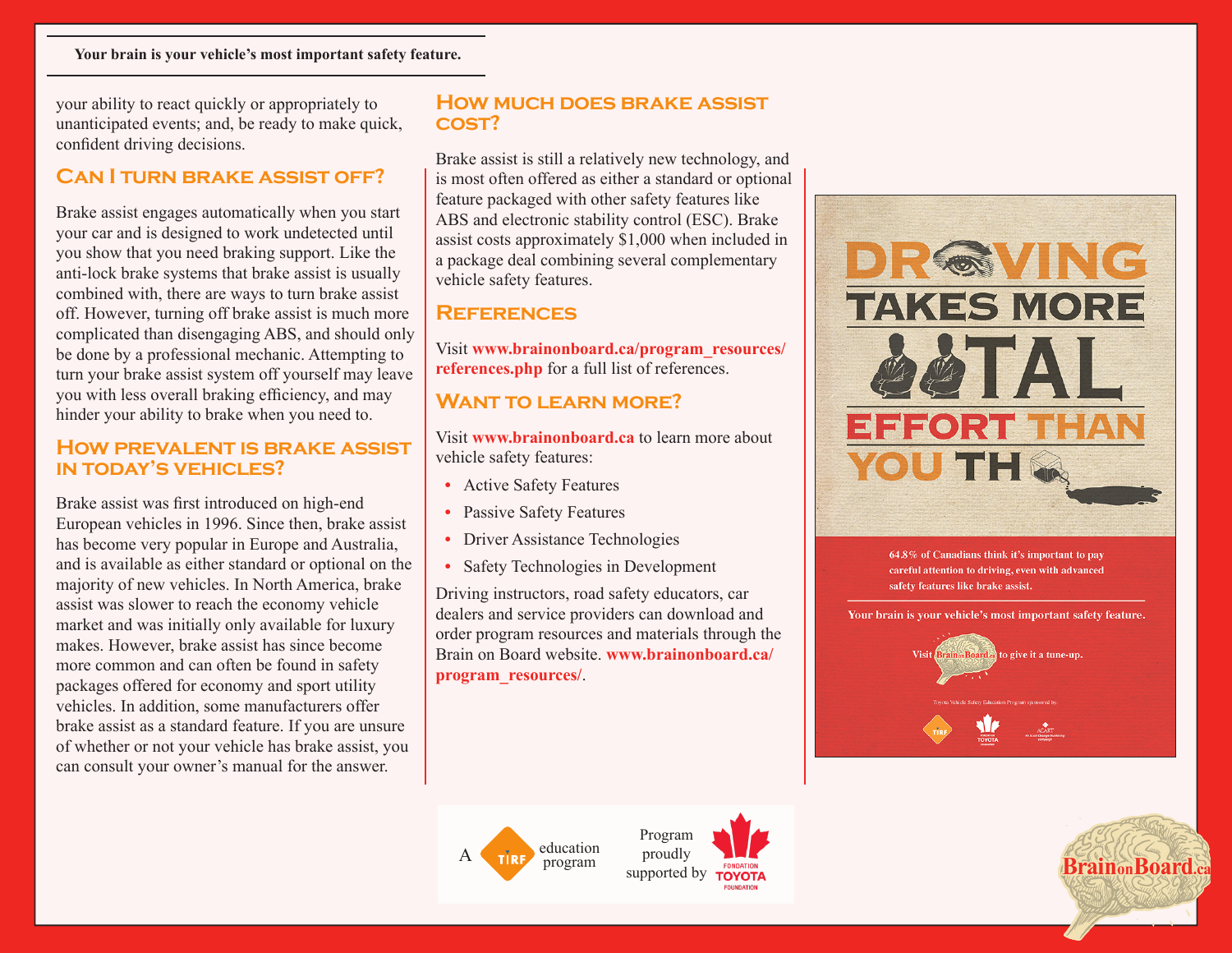Your brain is your vehicle's most important safety feature.

your ability to react quickly or appropriately to unanticipated events; and, be ready to make quick, confident driving decisions.

## Can I turn brake assist off?

Brake assist engages automatically when you start your car and is designed to work undetected until you show that you need braking support. Like the anti-lock brake systems that brake assist is usually combined with, there are ways to turn brake assist off. However, turning off brake assist is much more complicated than disengaging ABS, and should only be done by a professional mechanic. Attempting to turn your brake assist system off yourself may leave you with less overall braking efficiency, and may hinder your ability to brake when you need to.

## How prevalent is brake assist in today's vehicles?

Brake assist was first introduced on high-end European vehicles in 1996. Since then, brake assist has become very popular in Europe and Australia, and is available as either standard or optional on the majority of new vehicles. In North America, brake assist was slower to reach the economy vehicle market and was initially only available for luxury makes. However, brake assist has since become more common and can often be found in safety packages offered for economy and sport utility vehicles. In addition, some manufacturers offer brake assist as a standard feature. If you are unsure of whether or not your vehicle has brake assist, you can consult your owner's manual for the answer.

## How much does brake assist cost?

Brake assist is still a relatively new technology, and is most often offered as either a standard or optional feature packaged with other safety features like ABS and electronic stability control (ESC). Brake assist costs approximately $1,000 when included in a package deal combining several complementary vehicle safety features.

## References

Visit **www.brainonboard.ca/program_resources/references.php** for a full list of references.

## Want to learn more?

Visit **www.brainonboard.ca** to learn more about vehicle safety features:

- Active Safety Features
- Passive Safety Features
- Driver Assistance Technologies
- Safety Technologies in Development

Driving instructors, road safety educators, car dealers and service providers can download and order program resources and materials through the Brain on Board website. **www.brainonboard.ca/program_resources/**.

DRIVING TAKES MORE MENTAL EFFORT THAN YOU THINK

64.8% of Canadians think it's important to pay careful attention to driving, even with advanced safety features like brake assist.

Your brain is your vehicle's most important safety feature.

Visit BrainOnBoard.ca to give it a tune-up.

Toyota Vehicle Safety Education Program sponsored by:

A TIRF education program

Program proudly supported by Fondation Toyota Foundation

BrainOnBoard.ca